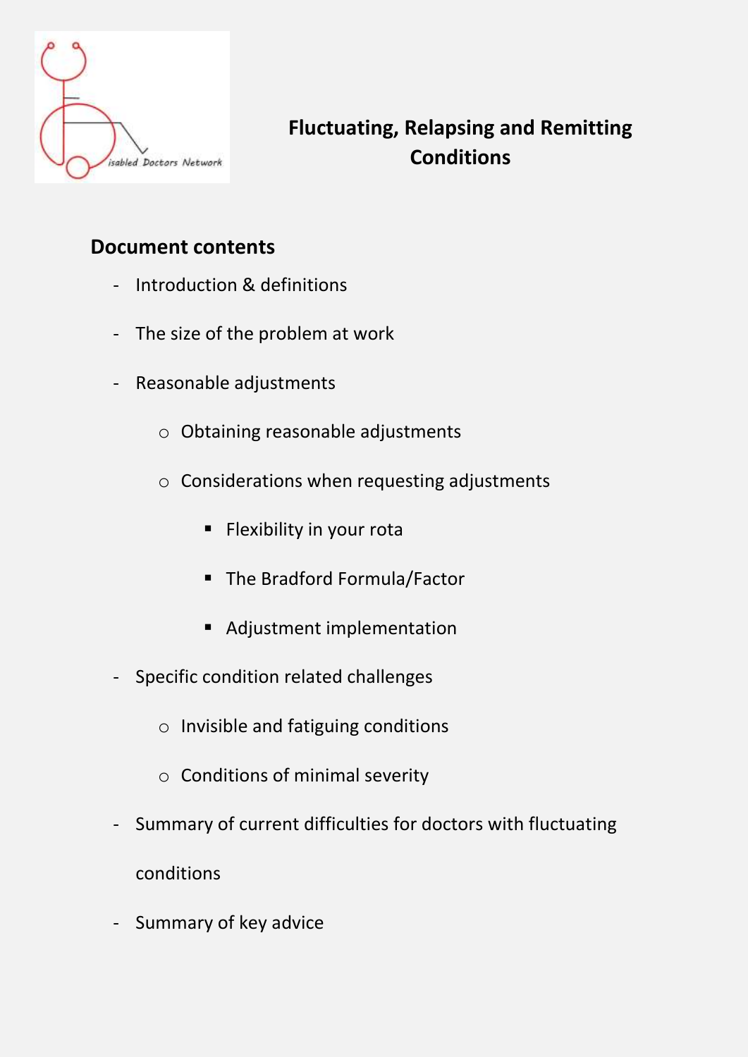# Fluctuating, Relapsing and Remitting Conditions

## Document contents

- Introduction & definitions
- The size of the problem at work
- Reasonable adjustments
  - Obtaining reasonable adjustments
  - Considerations when requesting adjustments
    - Flexibility in your rota
    - The Bradford Formula/Factor
    - Adjustment implementation
- Specific condition related challenges
  - Invisible and fatiguing conditions
  - Conditions of minimal severity
- Summary of current difficulties for doctors with fluctuating conditions
- Summary of key advice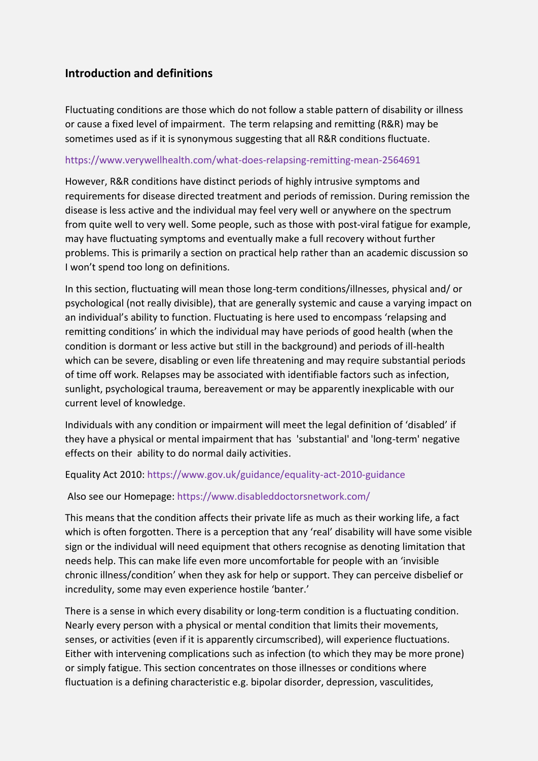## Introduction and definitions

Fluctuating conditions are those which do not follow a stable pattern of disability or illness or cause a fixed level of impairment. The term relapsing and remitting (R&R) may be sometimes used as if it is synonymous suggesting that all R&R conditions fluctuate.

https://www.verywellhealth.com/what-does-relapsing-remitting-mean-2564691

However, R&R conditions have distinct periods of highly intrusive symptoms and requirements for disease directed treatment and periods of remission. During remission the disease is less active and the individual may feel very well or anywhere on the spectrum from quite well to very well. Some people, such as those with post-viral fatigue for example, may have fluctuating symptoms and eventually make a full recovery without further problems. This is primarily a section on practical help rather than an academic discussion so I won't spend too long on definitions.

In this section, fluctuating will mean those long-term conditions/illnesses, physical and/ or psychological (not really divisible), that are generally systemic and cause a varying impact on an individual's ability to function. Fluctuating is here used to encompass 'relapsing and remitting conditions' in which the individual may have periods of good health (when the condition is dormant or less active but still in the background) and periods of ill-health which can be severe, disabling or even life threatening and may require substantial periods of time off work. Relapses may be associated with identifiable factors such as infection, sunlight, psychological trauma, bereavement or may be apparently inexplicable with our current level of knowledge.

Individuals with any condition or impairment will meet the legal definition of 'disabled' if they have a physical or mental impairment that has 'substantial' and 'long-term' negative effects on their ability to do normal daily activities.

Equality Act 2010: https://www.gov.uk/guidance/equality-act-2010-guidance

Also see our Homepage: https://www.disableddoctorsnetwork.com/

This means that the condition affects their private life as much as their working life, a fact which is often forgotten. There is a perception that any 'real' disability will have some visible sign or the individual will need equipment that others recognise as denoting limitation that needs help. This can make life even more uncomfortable for people with an 'invisible chronic illness/condition' when they ask for help or support. They can perceive disbelief or incredulity, some may even experience hostile 'banter.'

There is a sense in which every disability or long-term condition is a fluctuating condition. Nearly every person with a physical or mental condition that limits their movements, senses, or activities (even if it is apparently circumscribed), will experience fluctuations. Either with intervening complications such as infection (to which they may be more prone) or simply fatigue. This section concentrates on those illnesses or conditions where fluctuation is a defining characteristic e.g. bipolar disorder, depression, vasculitides,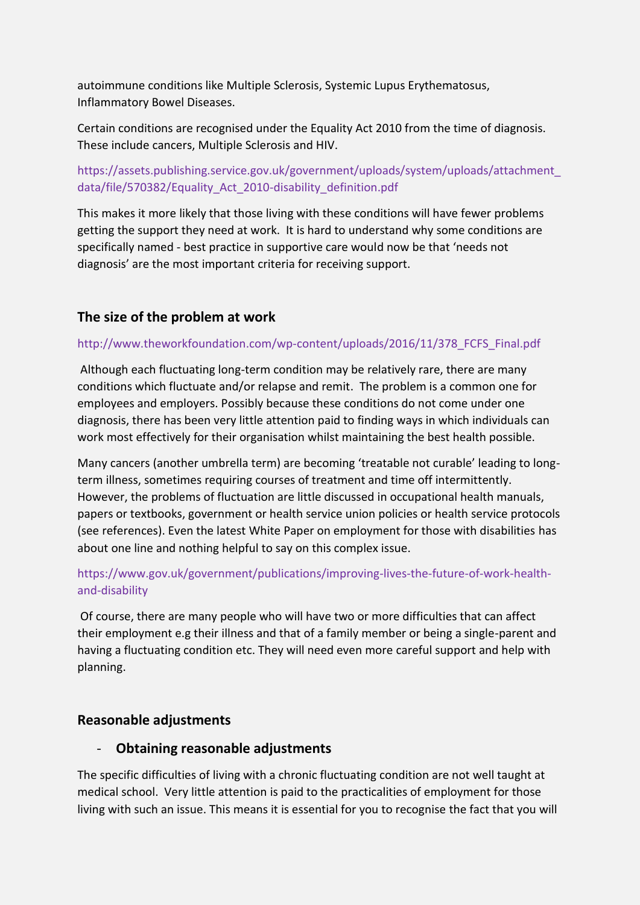autoimmune conditions like Multiple Sclerosis, Systemic Lupus Erythematosus, Inflammatory Bowel Diseases.

Certain conditions are recognised under the Equality Act 2010 from the time of diagnosis. These include cancers, Multiple Sclerosis and HIV.

https://assets.publishing.service.gov.uk/government/uploads/system/uploads/attachment_data/file/570382/Equality_Act_2010-disability_definition.pdf

This makes it more likely that those living with these conditions will have fewer problems getting the support they need at work. It is hard to understand why some conditions are specifically named - best practice in supportive care would now be that 'needs not diagnosis' are the most important criteria for receiving support.

## The size of the problem at work

http://www.theworkfoundation.com/wp-content/uploads/2016/11/378_FCFS_Final.pdf

Although each fluctuating long-term condition may be relatively rare, there are many conditions which fluctuate and/or relapse and remit. The problem is a common one for employees and employers. Possibly because these conditions do not come under one diagnosis, there has been very little attention paid to finding ways in which individuals can work most effectively for their organisation whilst maintaining the best health possible.

Many cancers (another umbrella term) are becoming 'treatable not curable' leading to long-term illness, sometimes requiring courses of treatment and time off intermittently. However, the problems of fluctuation are little discussed in occupational health manuals, papers or textbooks, government or health service union policies or health service protocols (see references). Even the latest White Paper on employment for those with disabilities has about one line and nothing helpful to say on this complex issue.

https://www.gov.uk/government/publications/improving-lives-the-future-of-work-health-and-disability

Of course, there are many people who will have two or more difficulties that can affect their employment e.g their illness and that of a family member or being a single-parent and having a fluctuating condition etc. They will need even more careful support and help with planning.

## Reasonable adjustments

- **Obtaining reasonable adjustments**

The specific difficulties of living with a chronic fluctuating condition are not well taught at medical school. Very little attention is paid to the practicalities of employment for those living with such an issue. This means it is essential for you to recognise the fact that you will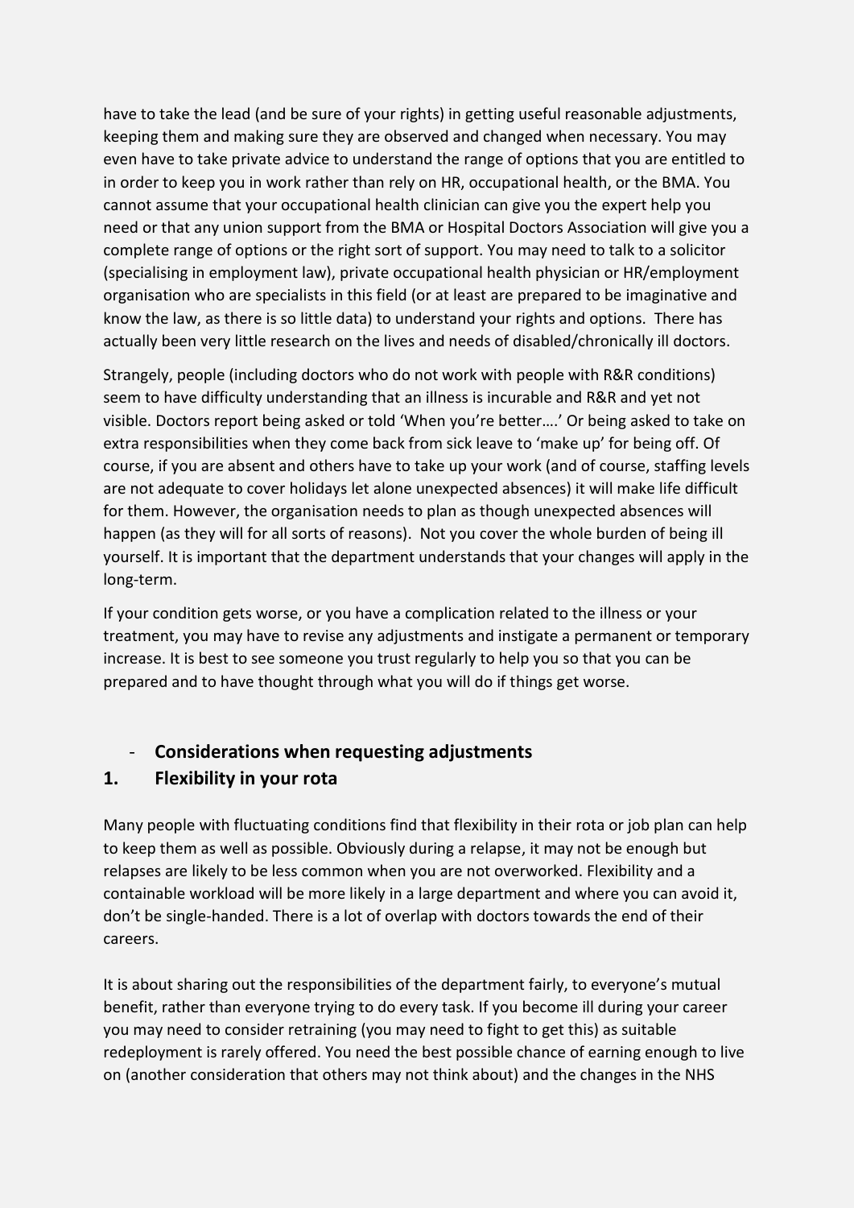have to take the lead (and be sure of your rights) in getting useful reasonable adjustments, keeping them and making sure they are observed and changed when necessary. You may even have to take private advice to understand the range of options that you are entitled to in order to keep you in work rather than rely on HR, occupational health, or the BMA. You cannot assume that your occupational health clinician can give you the expert help you need or that any union support from the BMA or Hospital Doctors Association will give you a complete range of options or the right sort of support. You may need to talk to a solicitor (specialising in employment law), private occupational health physician or HR/employment organisation who are specialists in this field (or at least are prepared to be imaginative and know the law, as there is so little data) to understand your rights and options. There has actually been very little research on the lives and needs of disabled/chronically ill doctors.

Strangely, people (including doctors who do not work with people with R&R conditions) seem to have difficulty understanding that an illness is incurable and R&R and yet not visible. Doctors report being asked or told 'When you're better….' Or being asked to take on extra responsibilities when they come back from sick leave to 'make up' for being off. Of course, if you are absent and others have to take up your work (and of course, staffing levels are not adequate to cover holidays let alone unexpected absences) it will make life difficult for them. However, the organisation needs to plan as though unexpected absences will happen (as they will for all sorts of reasons). Not you cover the whole burden of being ill yourself. It is important that the department understands that your changes will apply in the long-term.

If your condition gets worse, or you have a complication related to the illness or your treatment, you may have to revise any adjustments and instigate a permanent or temporary increase. It is best to see someone you trust regularly to help you so that you can be prepared and to have thought through what you will do if things get worse.

- **Considerations when requesting adjustments**

## 1. Flexibility in your rota

Many people with fluctuating conditions find that flexibility in their rota or job plan can help to keep them as well as possible. Obviously during a relapse, it may not be enough but relapses are likely to be less common when you are not overworked. Flexibility and a containable workload will be more likely in a large department and where you can avoid it, don't be single-handed. There is a lot of overlap with doctors towards the end of their careers.

It is about sharing out the responsibilities of the department fairly, to everyone's mutual benefit, rather than everyone trying to do every task. If you become ill during your career you may need to consider retraining (you may need to fight to get this) as suitable redeployment is rarely offered. You need the best possible chance of earning enough to live on (another consideration that others may not think about) and the changes in the NHS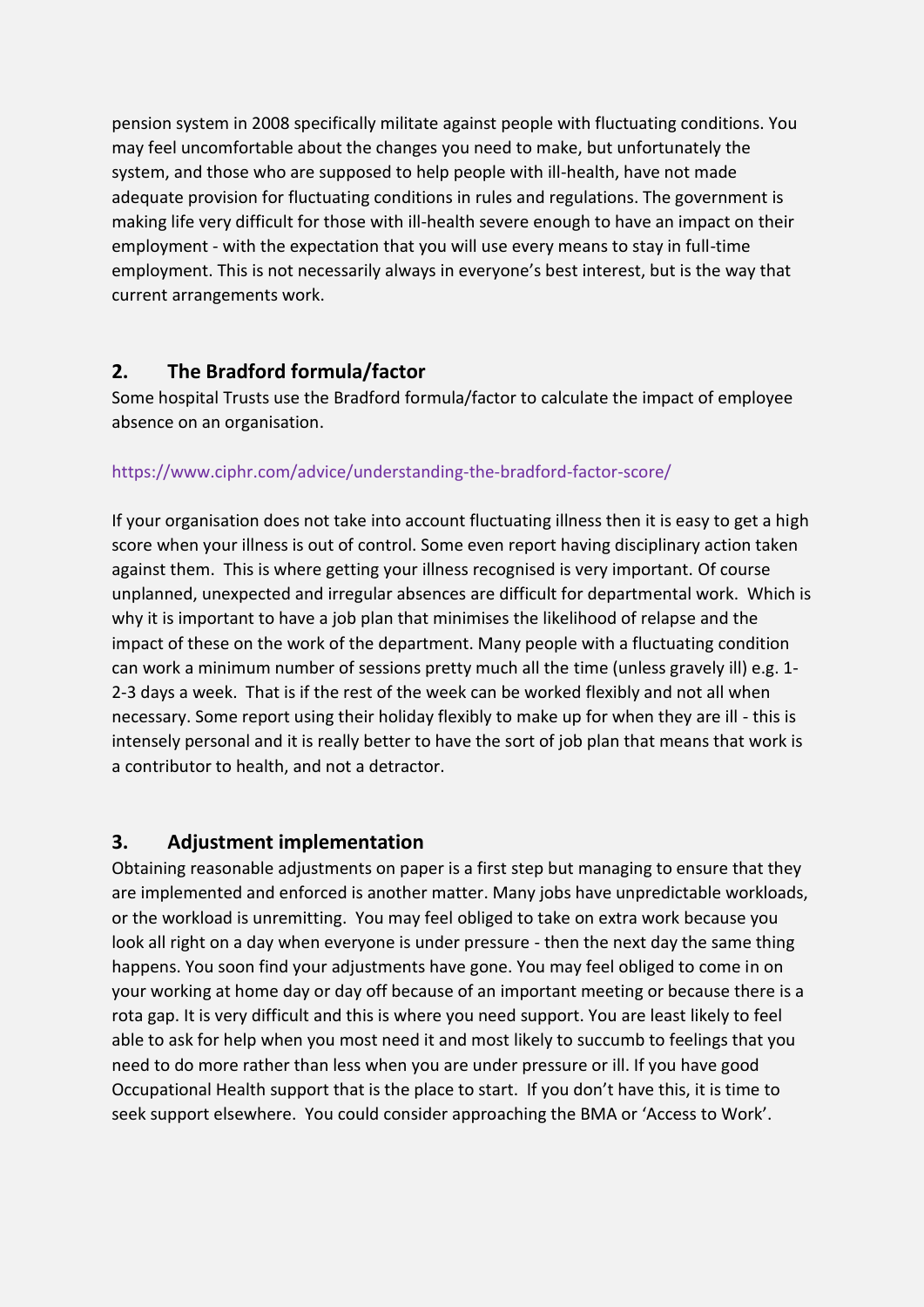pension system in 2008 specifically militate against people with fluctuating conditions. You may feel uncomfortable about the changes you need to make, but unfortunately the system, and those who are supposed to help people with ill-health, have not made adequate provision for fluctuating conditions in rules and regulations. The government is making life very difficult for those with ill-health severe enough to have an impact on their employment - with the expectation that you will use every means to stay in full-time employment. This is not necessarily always in everyone's best interest, but is the way that current arrangements work.

## 2. The Bradford formula/factor

Some hospital Trusts use the Bradford formula/factor to calculate the impact of employee absence on an organisation.

https://www.ciphr.com/advice/understanding-the-bradford-factor-score/

If your organisation does not take into account fluctuating illness then it is easy to get a high score when your illness is out of control. Some even report having disciplinary action taken against them. This is where getting your illness recognised is very important. Of course unplanned, unexpected and irregular absences are difficult for departmental work. Which is why it is important to have a job plan that minimises the likelihood of relapse and the impact of these on the work of the department. Many people with a fluctuating condition can work a minimum number of sessions pretty much all the time (unless gravely ill) e.g. 1-2-3 days a week. That is if the rest of the week can be worked flexibly and not all when necessary. Some report using their holiday flexibly to make up for when they are ill - this is intensely personal and it is really better to have the sort of job plan that means that work is a contributor to health, and not a detractor.

## 3. Adjustment implementation

Obtaining reasonable adjustments on paper is a first step but managing to ensure that they are implemented and enforced is another matter. Many jobs have unpredictable workloads, or the workload is unremitting. You may feel obliged to take on extra work because you look all right on a day when everyone is under pressure - then the next day the same thing happens. You soon find your adjustments have gone. You may feel obliged to come in on your working at home day or day off because of an important meeting or because there is a rota gap. It is very difficult and this is where you need support. You are least likely to feel able to ask for help when you most need it and most likely to succumb to feelings that you need to do more rather than less when you are under pressure or ill. If you have good Occupational Health support that is the place to start. If you don't have this, it is time to seek support elsewhere. You could consider approaching the BMA or 'Access to Work'.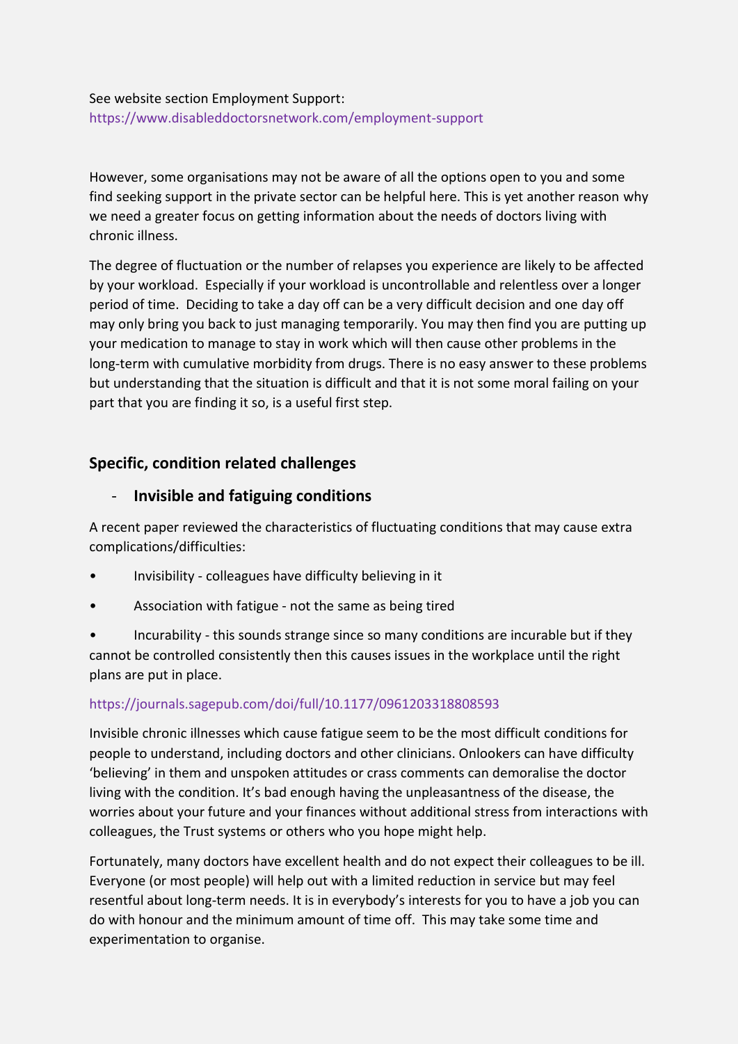See website section Employment Support:
https://www.disableddoctorsnetwork.com/employment-support

However, some organisations may not be aware of all the options open to you and some find seeking support in the private sector can be helpful here. This is yet another reason why we need a greater focus on getting information about the needs of doctors living with chronic illness.

The degree of fluctuation or the number of relapses you experience are likely to be affected by your workload. Especially if your workload is uncontrollable and relentless over a longer period of time. Deciding to take a day off can be a very difficult decision and one day off may only bring you back to just managing temporarily. You may then find you are putting up your medication to manage to stay in work which will then cause other problems in the long-term with cumulative morbidity from drugs. There is no easy answer to these problems but understanding that the situation is difficult and that it is not some moral failing on your part that you are finding it so, is a useful first step.

## Specific, condition related challenges

### - Invisible and fatiguing conditions

A recent paper reviewed the characteristics of fluctuating conditions that may cause extra complications/difficulties:

- Invisibility - colleagues have difficulty believing in it
- Association with fatigue - not the same as being tired
- Incurability - this sounds strange since so many conditions are incurable but if they cannot be controlled consistently then this causes issues in the workplace until the right plans are put in place.

https://journals.sagepub.com/doi/full/10.1177/0961203318808593

Invisible chronic illnesses which cause fatigue seem to be the most difficult conditions for people to understand, including doctors and other clinicians. Onlookers can have difficulty 'believing' in them and unspoken attitudes or crass comments can demoralise the doctor living with the condition. It's bad enough having the unpleasantness of the disease, the worries about your future and your finances without additional stress from interactions with colleagues, the Trust systems or others who you hope might help.

Fortunately, many doctors have excellent health and do not expect their colleagues to be ill. Everyone (or most people) will help out with a limited reduction in service but may feel resentful about long-term needs. It is in everybody's interests for you to have a job you can do with honour and the minimum amount of time off. This may take some time and experimentation to organise.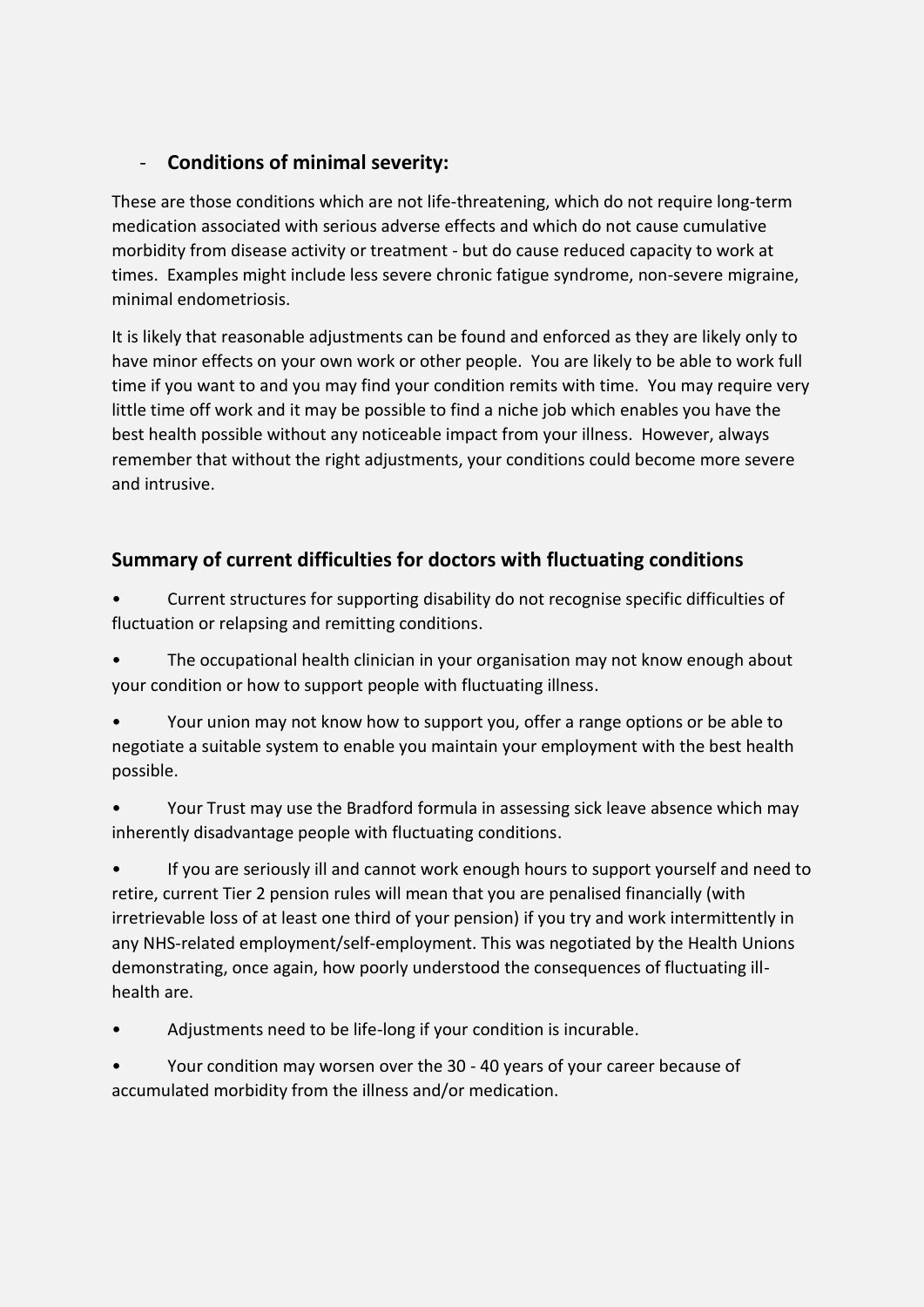- **Conditions of minimal severity:**

These are those conditions which are not life-threatening, which do not require long-term medication associated with serious adverse effects and which do not cause cumulative morbidity from disease activity or treatment - but do cause reduced capacity to work at times. Examples might include less severe chronic fatigue syndrome, non-severe migraine, minimal endometriosis.

It is likely that reasonable adjustments can be found and enforced as they are likely only to have minor effects on your own work or other people. You are likely to be able to work full time if you want to and you may find your condition remits with time. You may require very little time off work and it may be possible to find a niche job which enables you have the best health possible without any noticeable impact from your illness. However, always remember that without the right adjustments, your conditions could become more severe and intrusive.

## Summary of current difficulties for doctors with fluctuating conditions

- Current structures for supporting disability do not recognise specific difficulties of fluctuation or relapsing and remitting conditions.
- The occupational health clinician in your organisation may not know enough about your condition or how to support people with fluctuating illness.
- Your union may not know how to support you, offer a range options or be able to negotiate a suitable system to enable you maintain your employment with the best health possible.
- Your Trust may use the Bradford formula in assessing sick leave absence which may inherently disadvantage people with fluctuating conditions.
- If you are seriously ill and cannot work enough hours to support yourself and need to retire, current Tier 2 pension rules will mean that you are penalised financially (with irretrievable loss of at least one third of your pension) if you try and work intermittently in any NHS-related employment/self-employment. This was negotiated by the Health Unions demonstrating, once again, how poorly understood the consequences of fluctuating ill-health are.
- Adjustments need to be life-long if your condition is incurable.
- Your condition may worsen over the 30 - 40 years of your career because of accumulated morbidity from the illness and/or medication.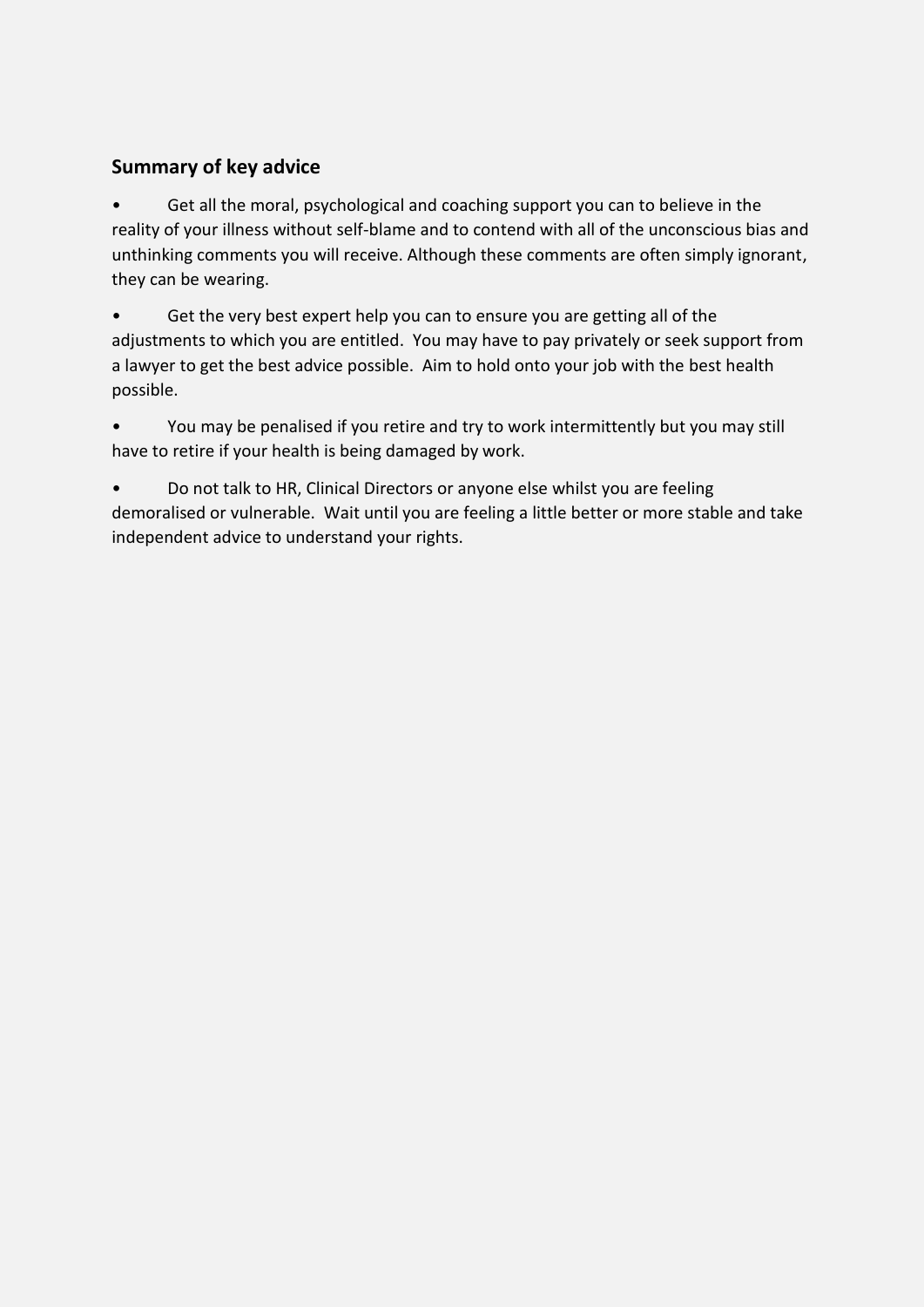## Summary of key advice

- Get all the moral, psychological and coaching support you can to believe in the reality of your illness without self-blame and to contend with all of the unconscious bias and unthinking comments you will receive. Although these comments are often simply ignorant, they can be wearing.
- Get the very best expert help you can to ensure you are getting all of the adjustments to which you are entitled. You may have to pay privately or seek support from a lawyer to get the best advice possible. Aim to hold onto your job with the best health possible.
- You may be penalised if you retire and try to work intermittently but you may still have to retire if your health is being damaged by work.
- Do not talk to HR, Clinical Directors or anyone else whilst you are feeling demoralised or vulnerable. Wait until you are feeling a little better or more stable and take independent advice to understand your rights.